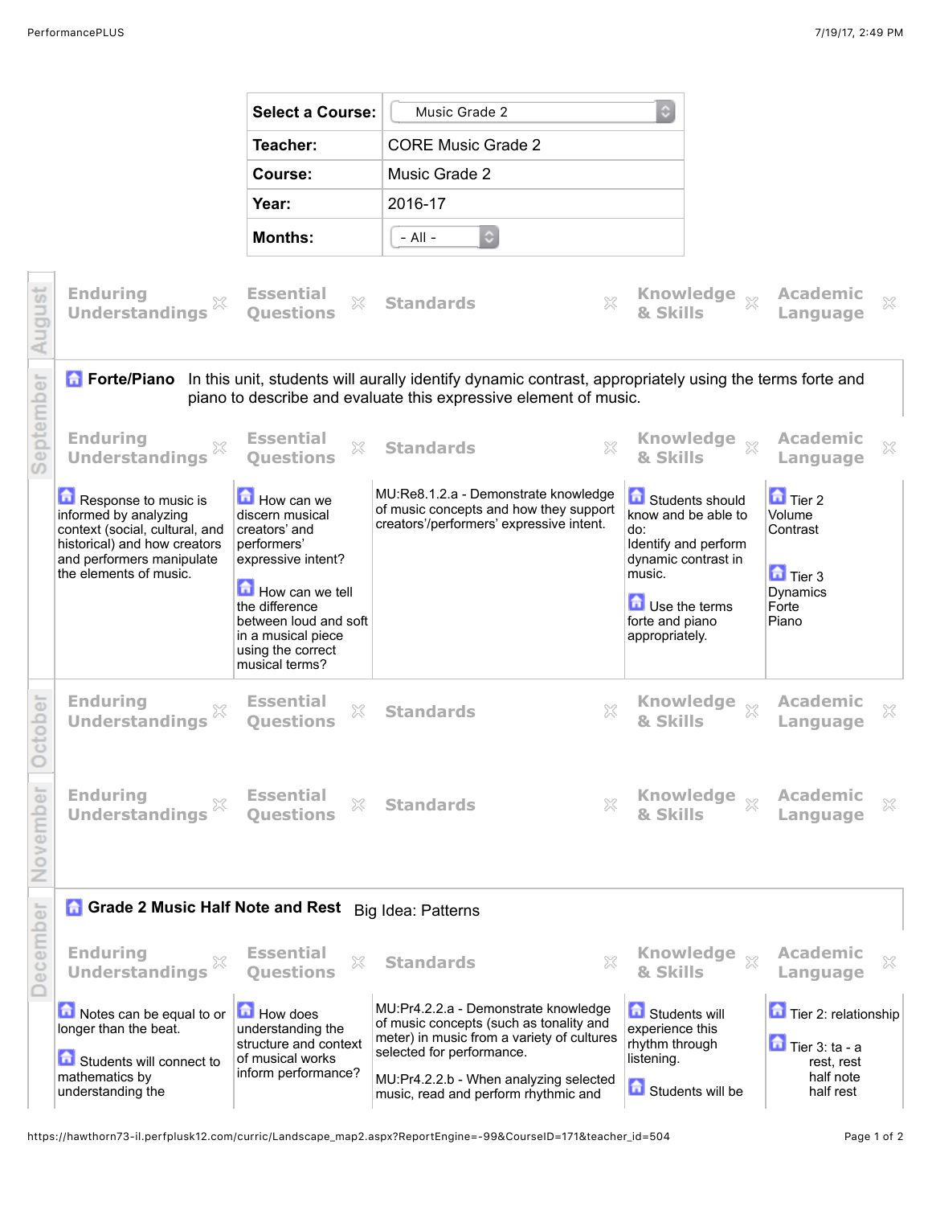| Select a Course: | Music Grade 2 |
|---|---|
| Teacher: | CORE Music Grade 2 |
| Course: | Music Grade 2 |
| Year: | 2016-17 |
| Months: | - All - |

## August

| Enduring Understandings | Essential Questions | Standards | Knowledge & Skills | Academic Language |
|---|---|---|---|---|

## September

### Forte/Piano

In this unit, students will aurally identify dynamic contrast, appropriately using the terms forte and piano to describe and evaluate this expressive element of music.

| Enduring Understandings | Essential Questions | Standards | Knowledge & Skills | Academic Language |
|---|---|---|---|---|
| Response to music is informed by analyzing context (social, cultural, and historical) and how creators and performers manipulate the elements of music. | How can we discern musical creators' and performers' expressive intent?<br><br>How can we tell the difference between loud and soft in a musical piece using the correct musical terms? | MU:Re8.1.2.a - Demonstrate knowledge of music concepts and how they support creators'/performers' expressive intent. | Students should know and be able to do: Identify and perform dynamic contrast in music.<br><br>Use the terms forte and piano appropriately. | Tier 2 Volume Contrast<br><br>Tier 3 Dynamics Forte Piano |

## October

| Enduring Understandings | Essential Questions | Standards | Knowledge & Skills | Academic Language |
|---|---|---|---|---|

## November

| Enduring Understandings | Essential Questions | Standards | Knowledge & Skills | Academic Language |
|---|---|---|---|---|

## December

### Grade 2 Music Half Note and Rest

Big Idea: Patterns

| Enduring Understandings | Essential Questions | Standards | Knowledge & Skills | Academic Language |
|---|---|---|---|---|
| Notes can be equal to or longer than the beat.<br><br>Students will connect to mathematics by understanding the | How does understanding the structure and context of musical works inform performance? | MU:Pr4.2.2.a - Demonstrate knowledge of music concepts (such as tonality and meter) in music from a variety of cultures selected for performance.<br><br>MU:Pr4.2.2.b - When analyzing selected music, read and perform rhythmic and | Students will experience this rhythm through listening.<br><br>Students will be | Tier 2: relationship<br><br>Tier 3: ta - a rest, rest half note half rest |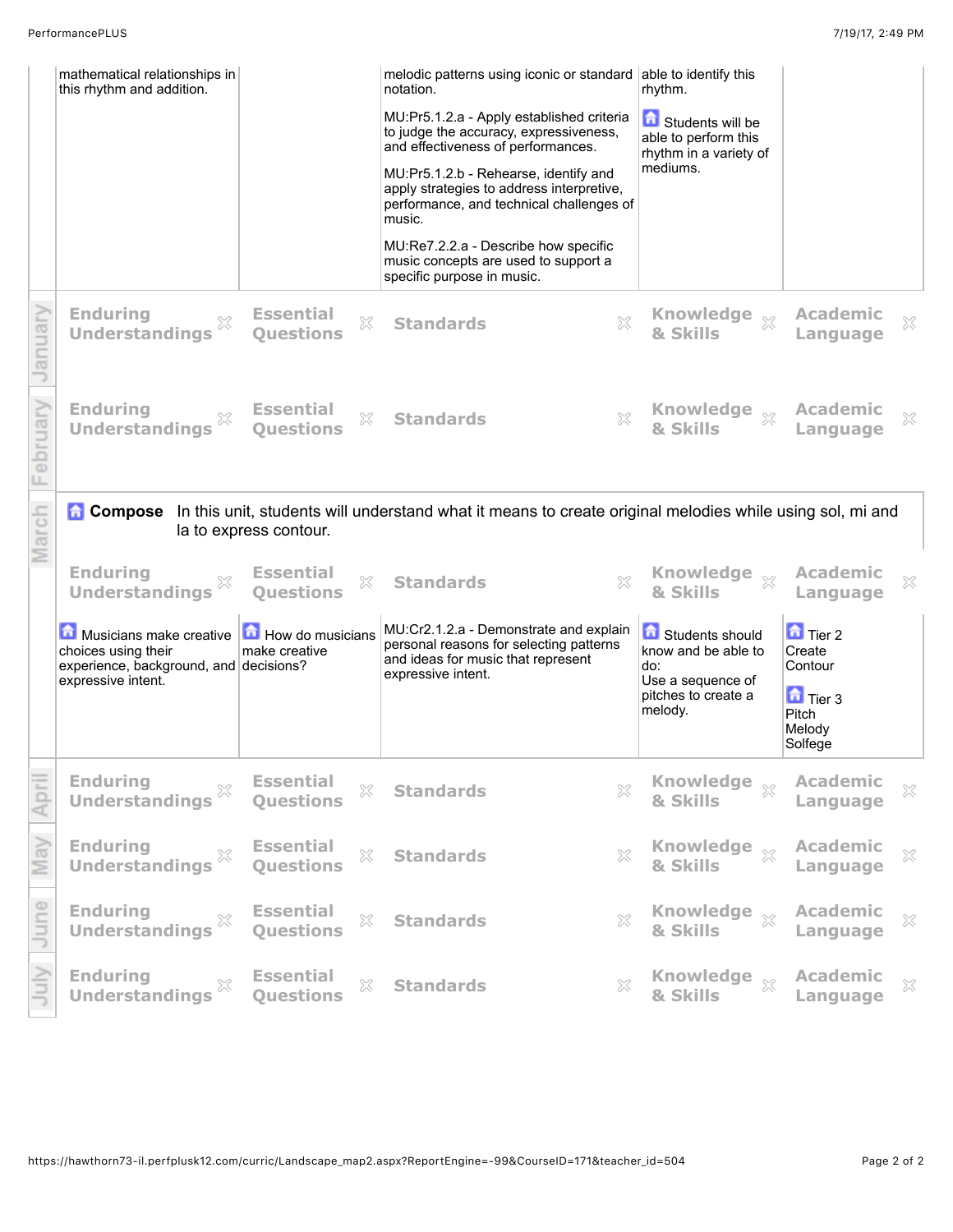| | Enduring Understandings | Essential Questions | Standards | Knowledge & Skills | Academic Language |
|---|---|---|---|---|---|
| | mathematical relationships in this rhythm and addition. | | melodic patterns using iconic or standard notation. MU:Pr5.1.2.a - Apply established criteria to judge the accuracy, expressiveness, and effectiveness of performances. MU:Pr5.1.2.b - Rehearse, identify and apply strategies to address interpretive, performance, and technical challenges of music. MU:Re7.2.2.a - Describe how specific music concepts are used to support a specific purpose in music. | able to identify this rhythm. Students will be able to perform this rhythm in a variety of mediums. | |
| January | Enduring Understandings | Essential Questions | Standards | Knowledge & Skills | Academic Language |
| February | Enduring Understandings | Essential Questions | Standards | Knowledge & Skills | Academic Language |
| March | **Compose** In this unit, students will understand what it means to create original melodies while using sol, mi and la to express contour. | | | | |
| | Enduring Understandings | Essential Questions | Standards | Knowledge & Skills | Academic Language |
| | Musicians make creative choices using their experience, background, and expressive intent. | How do musicians make creative decisions? | MU:Cr2.1.2.a - Demonstrate and explain personal reasons for selecting patterns and ideas for music that represent expressive intent. | Students should know and be able to do: Use a sequence of pitches to create a melody. | Tier 2 Create Contour Tier 3 Pitch Melody Solfege |
| April | Enduring Understandings | Essential Questions | Standards | Knowledge & Skills | Academic Language |
| May | Enduring Understandings | Essential Questions | Standards | Knowledge & Skills | Academic Language |
| June | Enduring Understandings | Essential Questions | Standards | Knowledge & Skills | Academic Language |
| July | Enduring Understandings | Essential Questions | Standards | Knowledge & Skills | Academic Language |